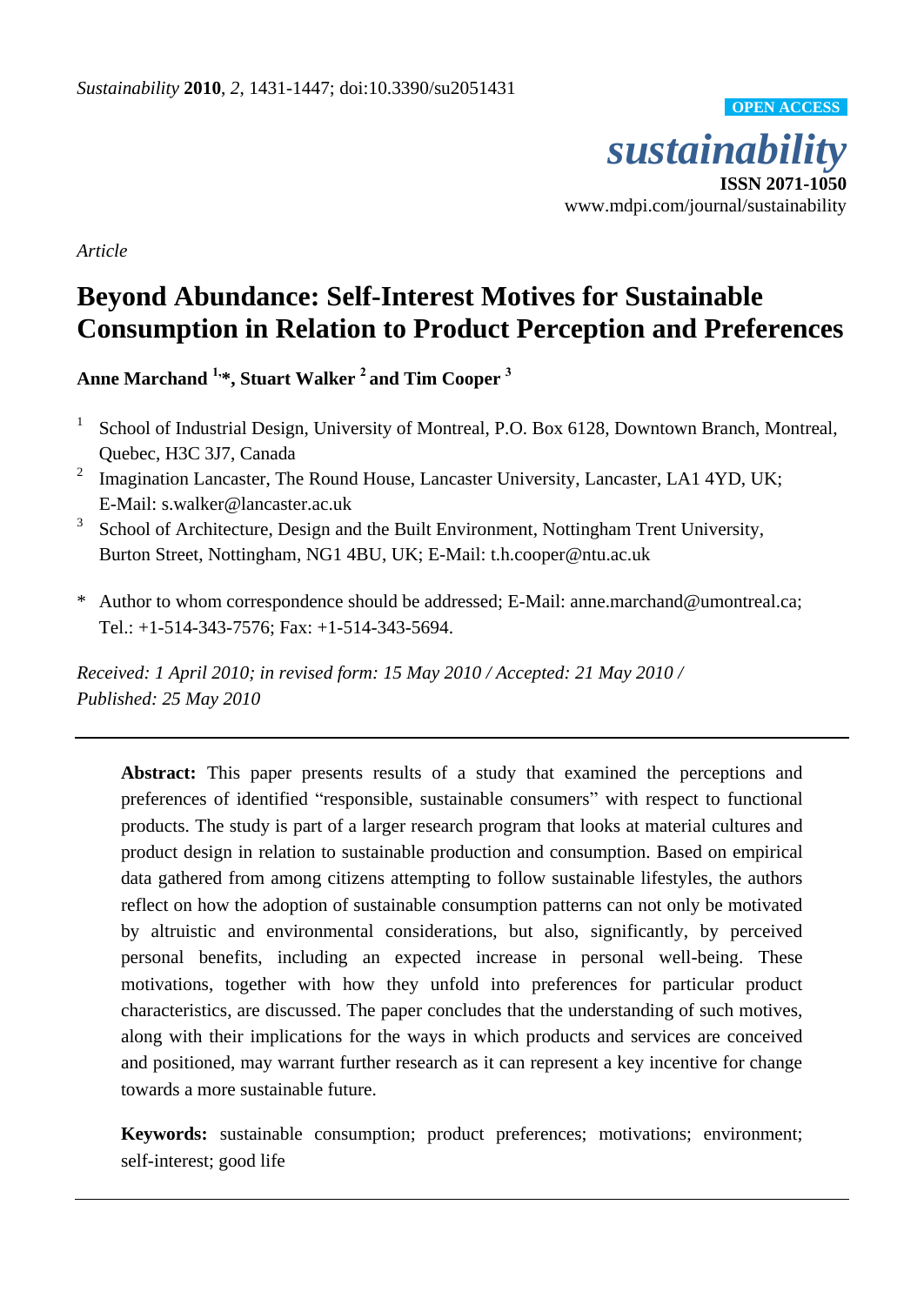*Article*

# Beyond Abundance: Self-Interest Motives for Sustainable Consumption in Relation to Product Perception and Preferences

**Anne Marchand [1,*], Stuart Walker [2] and Tim Cooper [3]**

[1] School of Industrial Design, University of Montreal, P.O. Box 6128, Downtown Branch, Montreal, Quebec, H3C 3J7, Canada

[2] Imagination Lancaster, The Round House, Lancaster University, Lancaster, LA1 4YD, UK; E-Mail: s.walker@lancaster.ac.uk

[3] School of Architecture, Design and the Built Environment, Nottingham Trent University, Burton Street, Nottingham, NG1 4BU, UK; E-Mail: t.h.cooper@ntu.ac.uk

\* Author to whom correspondence should be addressed; E-Mail: anne.marchand@umontreal.ca; Tel.: +1-514-343-7576; Fax: +1-514-343-5694.

*Received: 1 April 2010; in revised form: 15 May 2010 / Accepted: 21 May 2010 / Published: 25 May 2010*

---

**Abstract:** This paper presents results of a study that examined the perceptions and preferences of identified "responsible, sustainable consumers" with respect to functional products. The study is part of a larger research program that looks at material cultures and product design in relation to sustainable production and consumption. Based on empirical data gathered from among citizens attempting to follow sustainable lifestyles, the authors reflect on how the adoption of sustainable consumption patterns can not only be motivated by altruistic and environmental considerations, but also, significantly, by perceived personal benefits, including an expected increase in personal well-being. These motivations, together with how they unfold into preferences for particular product characteristics, are discussed. The paper concludes that the understanding of such motives, along with their implications for the ways in which products and services are conceived and positioned, may warrant further research as it can represent a key incentive for change towards a more sustainable future.

**Keywords:** sustainable consumption; product preferences; motivations; environment; self-interest; good life

---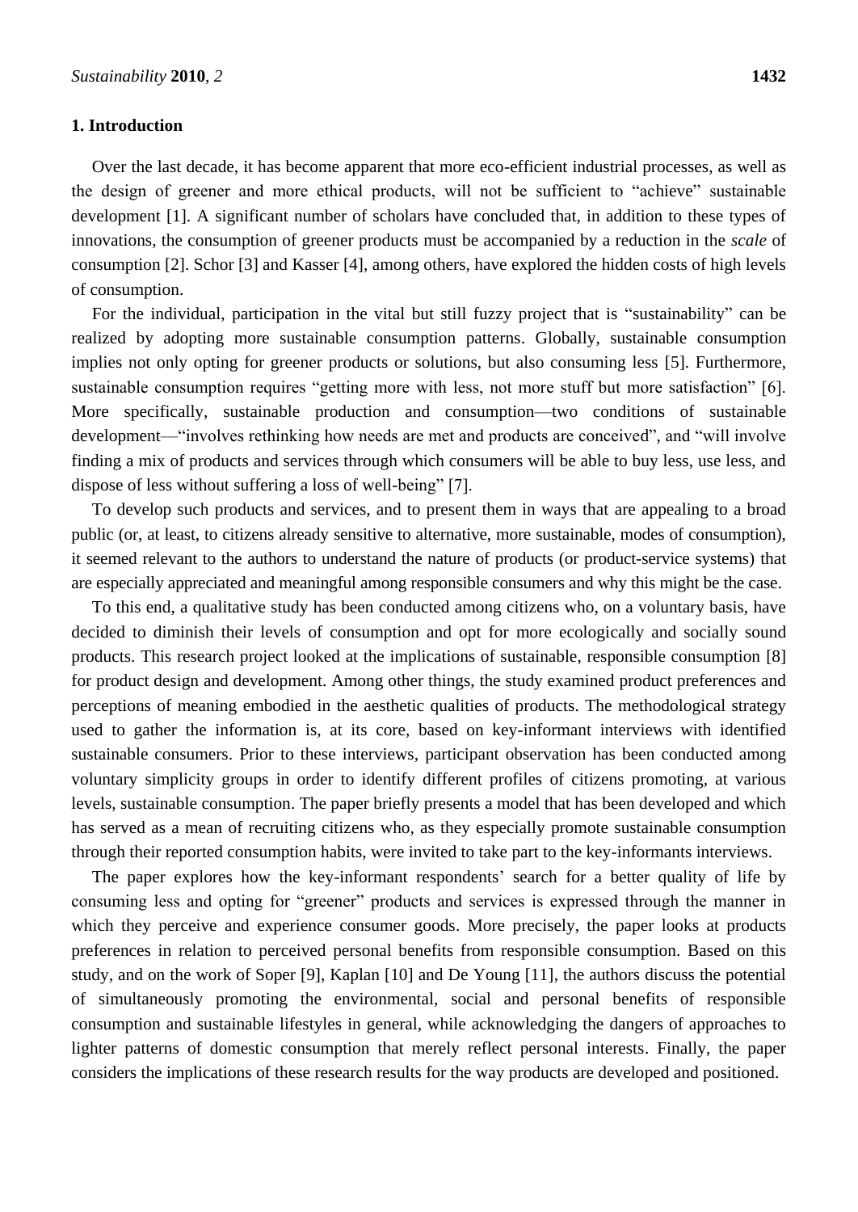## 1. Introduction

Over the last decade, it has become apparent that more eco-efficient industrial processes, as well as the design of greener and more ethical products, will not be sufficient to "achieve" sustainable development [1]. A significant number of scholars have concluded that, in addition to these types of innovations, the consumption of greener products must be accompanied by a reduction in the *scale* of consumption [2]. Schor [3] and Kasser [4], among others, have explored the hidden costs of high levels of consumption.

For the individual, participation in the vital but still fuzzy project that is "sustainability" can be realized by adopting more sustainable consumption patterns. Globally, sustainable consumption implies not only opting for greener products or solutions, but also consuming less [5]. Furthermore, sustainable consumption requires "getting more with less, not more stuff but more satisfaction" [6]. More specifically, sustainable production and consumption—two conditions of sustainable development—"involves rethinking how needs are met and products are conceived", and "will involve finding a mix of products and services through which consumers will be able to buy less, use less, and dispose of less without suffering a loss of well-being" [7].

To develop such products and services, and to present them in ways that are appealing to a broad public (or, at least, to citizens already sensitive to alternative, more sustainable, modes of consumption), it seemed relevant to the authors to understand the nature of products (or product-service systems) that are especially appreciated and meaningful among responsible consumers and why this might be the case.

To this end, a qualitative study has been conducted among citizens who, on a voluntary basis, have decided to diminish their levels of consumption and opt for more ecologically and socially sound products. This research project looked at the implications of sustainable, responsible consumption [8] for product design and development. Among other things, the study examined product preferences and perceptions of meaning embodied in the aesthetic qualities of products. The methodological strategy used to gather the information is, at its core, based on key-informant interviews with identified sustainable consumers. Prior to these interviews, participant observation has been conducted among voluntary simplicity groups in order to identify different profiles of citizens promoting, at various levels, sustainable consumption. The paper briefly presents a model that has been developed and which has served as a mean of recruiting citizens who, as they especially promote sustainable consumption through their reported consumption habits, were invited to take part to the key-informants interviews.

The paper explores how the key-informant respondents' search for a better quality of life by consuming less and opting for "greener" products and services is expressed through the manner in which they perceive and experience consumer goods. More precisely, the paper looks at products preferences in relation to perceived personal benefits from responsible consumption. Based on this study, and on the work of Soper [9], Kaplan [10] and De Young [11], the authors discuss the potential of simultaneously promoting the environmental, social and personal benefits of responsible consumption and sustainable lifestyles in general, while acknowledging the dangers of approaches to lighter patterns of domestic consumption that merely reflect personal interests. Finally, the paper considers the implications of these research results for the way products are developed and positioned.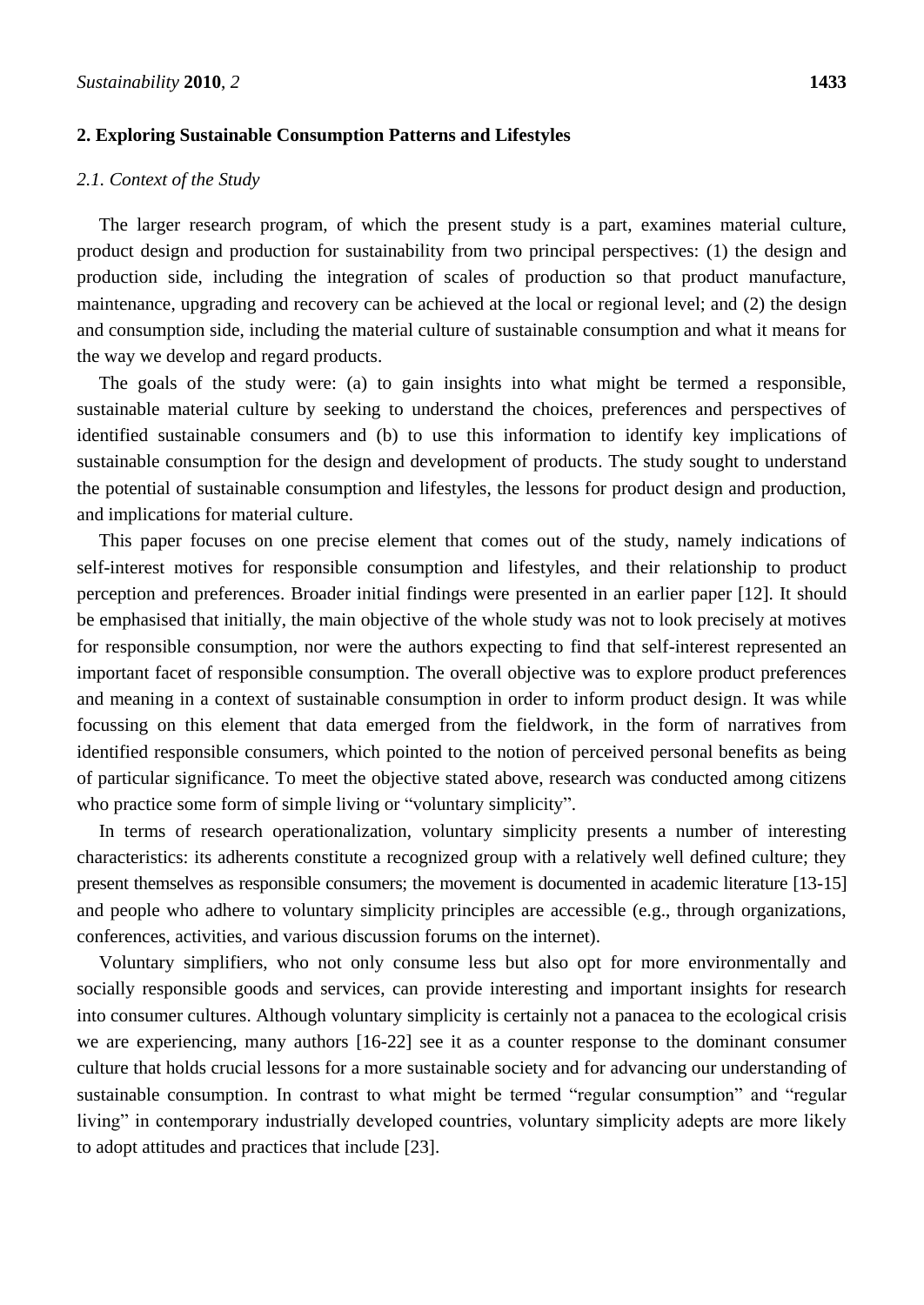## 2. Exploring Sustainable Consumption Patterns and Lifestyles

### *2.1. Context of the Study*

The larger research program, of which the present study is a part, examines material culture, product design and production for sustainability from two principal perspectives: (1) the design and production side, including the integration of scales of production so that product manufacture, maintenance, upgrading and recovery can be achieved at the local or regional level; and (2) the design and consumption side, including the material culture of sustainable consumption and what it means for the way we develop and regard products.

The goals of the study were: (a) to gain insights into what might be termed a responsible, sustainable material culture by seeking to understand the choices, preferences and perspectives of identified sustainable consumers and (b) to use this information to identify key implications of sustainable consumption for the design and development of products. The study sought to understand the potential of sustainable consumption and lifestyles, the lessons for product design and production, and implications for material culture.

This paper focuses on one precise element that comes out of the study, namely indications of self-interest motives for responsible consumption and lifestyles, and their relationship to product perception and preferences. Broader initial findings were presented in an earlier paper [12]. It should be emphasised that initially, the main objective of the whole study was not to look precisely at motives for responsible consumption, nor were the authors expecting to find that self-interest represented an important facet of responsible consumption. The overall objective was to explore product preferences and meaning in a context of sustainable consumption in order to inform product design. It was while focussing on this element that data emerged from the fieldwork, in the form of narratives from identified responsible consumers, which pointed to the notion of perceived personal benefits as being of particular significance. To meet the objective stated above, research was conducted among citizens who practice some form of simple living or "voluntary simplicity".

In terms of research operationalization, voluntary simplicity presents a number of interesting characteristics: its adherents constitute a recognized group with a relatively well defined culture; they present themselves as responsible consumers; the movement is documented in academic literature [13-15] and people who adhere to voluntary simplicity principles are accessible (e.g., through organizations, conferences, activities, and various discussion forums on the internet).

Voluntary simplifiers, who not only consume less but also opt for more environmentally and socially responsible goods and services, can provide interesting and important insights for research into consumer cultures. Although voluntary simplicity is certainly not a panacea to the ecological crisis we are experiencing, many authors [16-22] see it as a counter response to the dominant consumer culture that holds crucial lessons for a more sustainable society and for advancing our understanding of sustainable consumption. In contrast to what might be termed "regular consumption" and "regular living" in contemporary industrially developed countries, voluntary simplicity adepts are more likely to adopt attitudes and practices that include [23].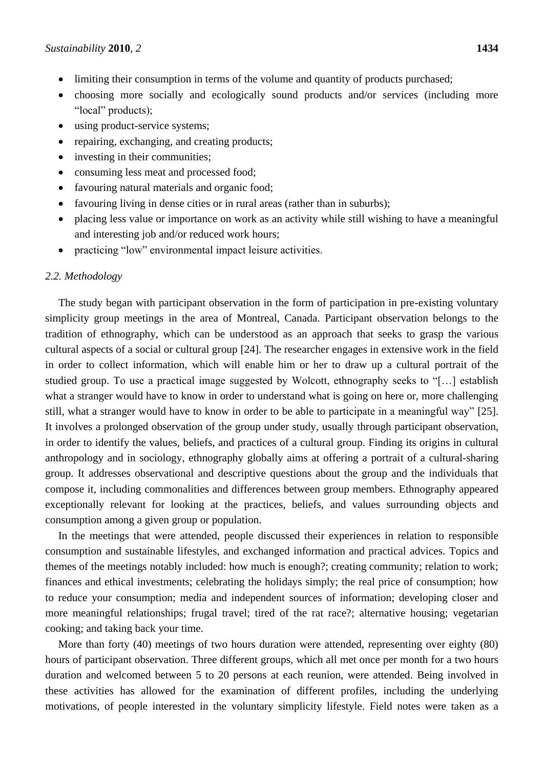- limiting their consumption in terms of the volume and quantity of products purchased;
- choosing more socially and ecologically sound products and/or services (including more "local" products);
- using product-service systems;
- repairing, exchanging, and creating products;
- investing in their communities;
- consuming less meat and processed food;
- favouring natural materials and organic food;
- favouring living in dense cities or in rural areas (rather than in suburbs);
- placing less value or importance on work as an activity while still wishing to have a meaningful and interesting job and/or reduced work hours;
- practicing "low" environmental impact leisure activities.

### *2.2. Methodology*

The study began with participant observation in the form of participation in pre-existing voluntary simplicity group meetings in the area of Montreal, Canada. Participant observation belongs to the tradition of ethnography, which can be understood as an approach that seeks to grasp the various cultural aspects of a social or cultural group [24]. The researcher engages in extensive work in the field in order to collect information, which will enable him or her to draw up a cultural portrait of the studied group. To use a practical image suggested by Wolcott, ethnography seeks to "[…] establish what a stranger would have to know in order to understand what is going on here or, more challenging still, what a stranger would have to know in order to be able to participate in a meaningful way" [25]. It involves a prolonged observation of the group under study, usually through participant observation, in order to identify the values, beliefs, and practices of a cultural group. Finding its origins in cultural anthropology and in sociology, ethnography globally aims at offering a portrait of a cultural-sharing group. It addresses observational and descriptive questions about the group and the individuals that compose it, including commonalities and differences between group members. Ethnography appeared exceptionally relevant for looking at the practices, beliefs, and values surrounding objects and consumption among a given group or population.

In the meetings that were attended, people discussed their experiences in relation to responsible consumption and sustainable lifestyles, and exchanged information and practical advices. Topics and themes of the meetings notably included: how much is enough?; creating community; relation to work; finances and ethical investments; celebrating the holidays simply; the real price of consumption; how to reduce your consumption; media and independent sources of information; developing closer and more meaningful relationships; frugal travel; tired of the rat race?; alternative housing; vegetarian cooking; and taking back your time.

More than forty (40) meetings of two hours duration were attended, representing over eighty (80) hours of participant observation. Three different groups, which all met once per month for a two hours duration and welcomed between 5 to 20 persons at each reunion, were attended. Being involved in these activities has allowed for the examination of different profiles, including the underlying motivations, of people interested in the voluntary simplicity lifestyle. Field notes were taken as a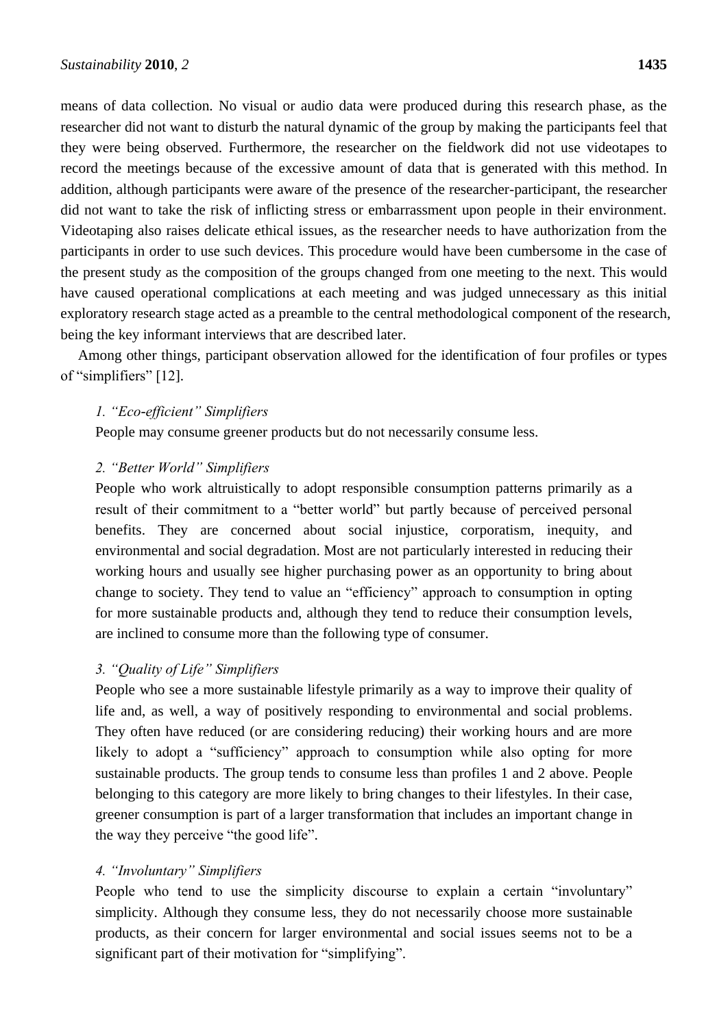means of data collection. No visual or audio data were produced during this research phase, as the researcher did not want to disturb the natural dynamic of the group by making the participants feel that they were being observed. Furthermore, the researcher on the fieldwork did not use videotapes to record the meetings because of the excessive amount of data that is generated with this method. In addition, although participants were aware of the presence of the researcher-participant, the researcher did not want to take the risk of inflicting stress or embarrassment upon people in their environment. Videotaping also raises delicate ethical issues, as the researcher needs to have authorization from the participants in order to use such devices. This procedure would have been cumbersome in the case of the present study as the composition of the groups changed from one meeting to the next. This would have caused operational complications at each meeting and was judged unnecessary as this initial exploratory research stage acted as a preamble to the central methodological component of the research, being the key informant interviews that are described later.

Among other things, participant observation allowed for the identification of four profiles or types of "simplifiers" [12].

*1. "Eco-efficient" Simplifiers*

People may consume greener products but do not necessarily consume less.

*2. "Better World" Simplifiers*

People who work altruistically to adopt responsible consumption patterns primarily as a result of their commitment to a "better world" but partly because of perceived personal benefits. They are concerned about social injustice, corporatism, inequity, and environmental and social degradation. Most are not particularly interested in reducing their working hours and usually see higher purchasing power as an opportunity to bring about change to society. They tend to value an "efficiency" approach to consumption in opting for more sustainable products and, although they tend to reduce their consumption levels, are inclined to consume more than the following type of consumer.

*3. "Quality of Life" Simplifiers*

People who see a more sustainable lifestyle primarily as a way to improve their quality of life and, as well, a way of positively responding to environmental and social problems. They often have reduced (or are considering reducing) their working hours and are more likely to adopt a "sufficiency" approach to consumption while also opting for more sustainable products. The group tends to consume less than profiles 1 and 2 above. People belonging to this category are more likely to bring changes to their lifestyles. In their case, greener consumption is part of a larger transformation that includes an important change in the way they perceive "the good life".

*4. "Involuntary" Simplifiers*

People who tend to use the simplicity discourse to explain a certain "involuntary" simplicity. Although they consume less, they do not necessarily choose more sustainable products, as their concern for larger environmental and social issues seems not to be a significant part of their motivation for "simplifying".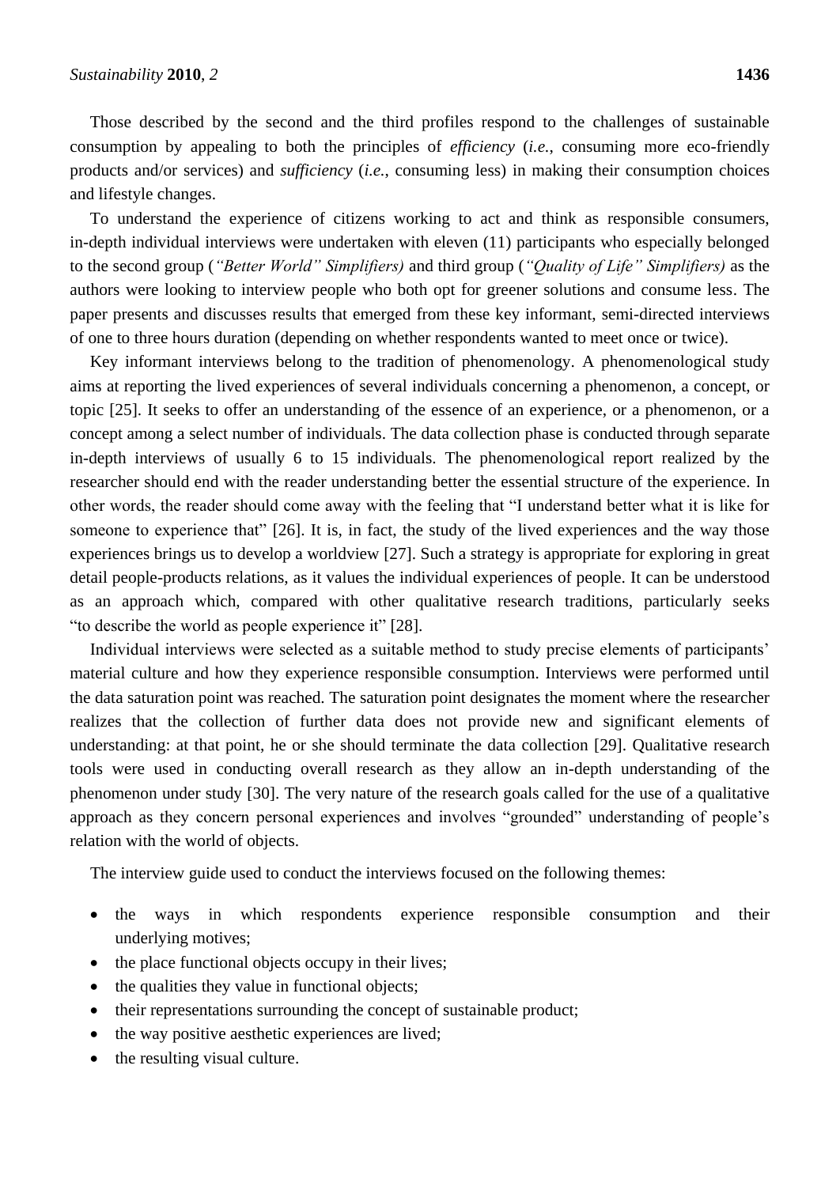Those described by the second and the third profiles respond to the challenges of sustainable consumption by appealing to both the principles of *efficiency* (*i.e.*, consuming more eco-friendly products and/or services) and *sufficiency* (*i.e.*, consuming less) in making their consumption choices and lifestyle changes.

To understand the experience of citizens working to act and think as responsible consumers, in-depth individual interviews were undertaken with eleven (11) participants who especially belonged to the second group (*"Better World" Simplifiers)* and third group (*"Quality of Life" Simplifiers)* as the authors were looking to interview people who both opt for greener solutions and consume less. The paper presents and discusses results that emerged from these key informant, semi-directed interviews of one to three hours duration (depending on whether respondents wanted to meet once or twice).

Key informant interviews belong to the tradition of phenomenology. A phenomenological study aims at reporting the lived experiences of several individuals concerning a phenomenon, a concept, or topic [25]. It seeks to offer an understanding of the essence of an experience, or a phenomenon, or a concept among a select number of individuals. The data collection phase is conducted through separate in-depth interviews of usually 6 to 15 individuals. The phenomenological report realized by the researcher should end with the reader understanding better the essential structure of the experience. In other words, the reader should come away with the feeling that "I understand better what it is like for someone to experience that" [26]. It is, in fact, the study of the lived experiences and the way those experiences brings us to develop a worldview [27]. Such a strategy is appropriate for exploring in great detail people-products relations, as it values the individual experiences of people. It can be understood as an approach which, compared with other qualitative research traditions, particularly seeks "to describe the world as people experience it" [28].

Individual interviews were selected as a suitable method to study precise elements of participants' material culture and how they experience responsible consumption. Interviews were performed until the data saturation point was reached. The saturation point designates the moment where the researcher realizes that the collection of further data does not provide new and significant elements of understanding: at that point, he or she should terminate the data collection [29]. Qualitative research tools were used in conducting overall research as they allow an in-depth understanding of the phenomenon under study [30]. The very nature of the research goals called for the use of a qualitative approach as they concern personal experiences and involves "grounded" understanding of people's relation with the world of objects.

The interview guide used to conduct the interviews focused on the following themes:

- the ways in which respondents experience responsible consumption and their underlying motives;
- the place functional objects occupy in their lives;
- the qualities they value in functional objects;
- their representations surrounding the concept of sustainable product;
- the way positive aesthetic experiences are lived;
- the resulting visual culture.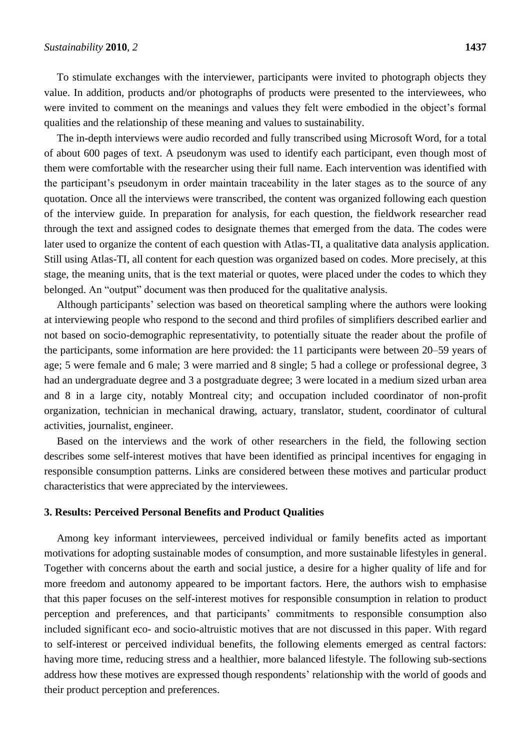To stimulate exchanges with the interviewer, participants were invited to photograph objects they value. In addition, products and/or photographs of products were presented to the interviewees, who were invited to comment on the meanings and values they felt were embodied in the object's formal qualities and the relationship of these meaning and values to sustainability.

The in-depth interviews were audio recorded and fully transcribed using Microsoft Word, for a total of about 600 pages of text. A pseudonym was used to identify each participant, even though most of them were comfortable with the researcher using their full name. Each intervention was identified with the participant's pseudonym in order maintain traceability in the later stages as to the source of any quotation. Once all the interviews were transcribed, the content was organized following each question of the interview guide. In preparation for analysis, for each question, the fieldwork researcher read through the text and assigned codes to designate themes that emerged from the data. The codes were later used to organize the content of each question with Atlas-TI, a qualitative data analysis application. Still using Atlas-TI, all content for each question was organized based on codes. More precisely, at this stage, the meaning units, that is the text material or quotes, were placed under the codes to which they belonged. An "output" document was then produced for the qualitative analysis.

Although participants' selection was based on theoretical sampling where the authors were looking at interviewing people who respond to the second and third profiles of simplifiers described earlier and not based on socio-demographic representativity, to potentially situate the reader about the profile of the participants, some information are here provided: the 11 participants were between 20–59 years of age; 5 were female and 6 male; 3 were married and 8 single; 5 had a college or professional degree, 3 had an undergraduate degree and 3 a postgraduate degree; 3 were located in a medium sized urban area and 8 in a large city, notably Montreal city; and occupation included coordinator of non-profit organization, technician in mechanical drawing, actuary, translator, student, coordinator of cultural activities, journalist, engineer.

Based on the interviews and the work of other researchers in the field, the following section describes some self-interest motives that have been identified as principal incentives for engaging in responsible consumption patterns. Links are considered between these motives and particular product characteristics that were appreciated by the interviewees.

## 3. Results: Perceived Personal Benefits and Product Qualities

Among key informant interviewees, perceived individual or family benefits acted as important motivations for adopting sustainable modes of consumption, and more sustainable lifestyles in general. Together with concerns about the earth and social justice, a desire for a higher quality of life and for more freedom and autonomy appeared to be important factors. Here, the authors wish to emphasise that this paper focuses on the self-interest motives for responsible consumption in relation to product perception and preferences, and that participants' commitments to responsible consumption also included significant eco- and socio-altruistic motives that are not discussed in this paper. With regard to self-interest or perceived individual benefits, the following elements emerged as central factors: having more time, reducing stress and a healthier, more balanced lifestyle. The following sub-sections address how these motives are expressed though respondents' relationship with the world of goods and their product perception and preferences.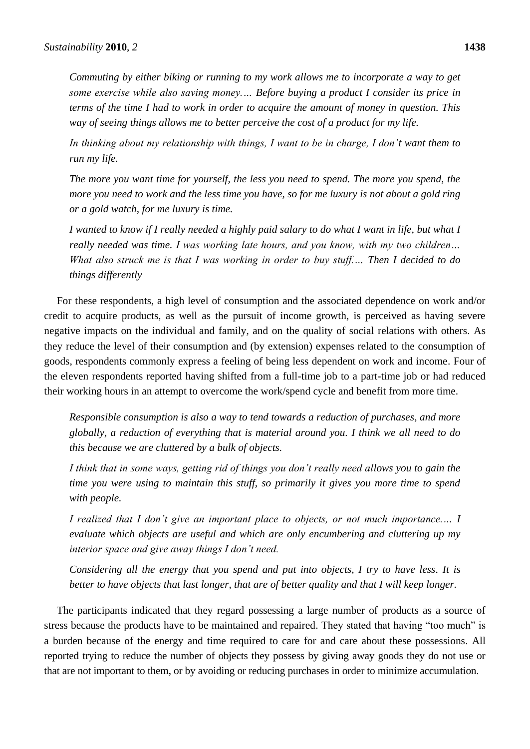*Commuting by either biking or running to my work allows me to incorporate a way to get some exercise while also saving money.… Before buying a product I consider its price in terms of the time I had to work in order to acquire the amount of money in question. This way of seeing things allows me to better perceive the cost of a product for my life.*

*In thinking about my relationship with things, I want to be in charge, I don't want them to run my life.*

*The more you want time for yourself, the less you need to spend. The more you spend, the more you need to work and the less time you have, so for me luxury is not about a gold ring or a gold watch, for me luxury is time.*

*I wanted to know if I really needed a highly paid salary to do what I want in life, but what I really needed was time. I was working late hours, and you know, with my two children… What also struck me is that I was working in order to buy stuff.… Then I decided to do things differently*

For these respondents, a high level of consumption and the associated dependence on work and/or credit to acquire products, as well as the pursuit of income growth, is perceived as having severe negative impacts on the individual and family, and on the quality of social relations with others. As they reduce the level of their consumption and (by extension) expenses related to the consumption of goods, respondents commonly express a feeling of being less dependent on work and income. Four of the eleven respondents reported having shifted from a full-time job to a part-time job or had reduced their working hours in an attempt to overcome the work/spend cycle and benefit from more time.

*Responsible consumption is also a way to tend towards a reduction of purchases, and more globally, a reduction of everything that is material around you. I think we all need to do this because we are cluttered by a bulk of objects.*

*I think that in some ways, getting rid of things you don't really need allows you to gain the time you were using to maintain this stuff, so primarily it gives you more time to spend with people.*

*I realized that I don't give an important place to objects, or not much importance.… I evaluate which objects are useful and which are only encumbering and cluttering up my interior space and give away things I don't need.*

*Considering all the energy that you spend and put into objects, I try to have less. It is better to have objects that last longer, that are of better quality and that I will keep longer.*

The participants indicated that they regard possessing a large number of products as a source of stress because the products have to be maintained and repaired. They stated that having "too much" is a burden because of the energy and time required to care for and care about these possessions. All reported trying to reduce the number of objects they possess by giving away goods they do not use or that are not important to them, or by avoiding or reducing purchases in order to minimize accumulation.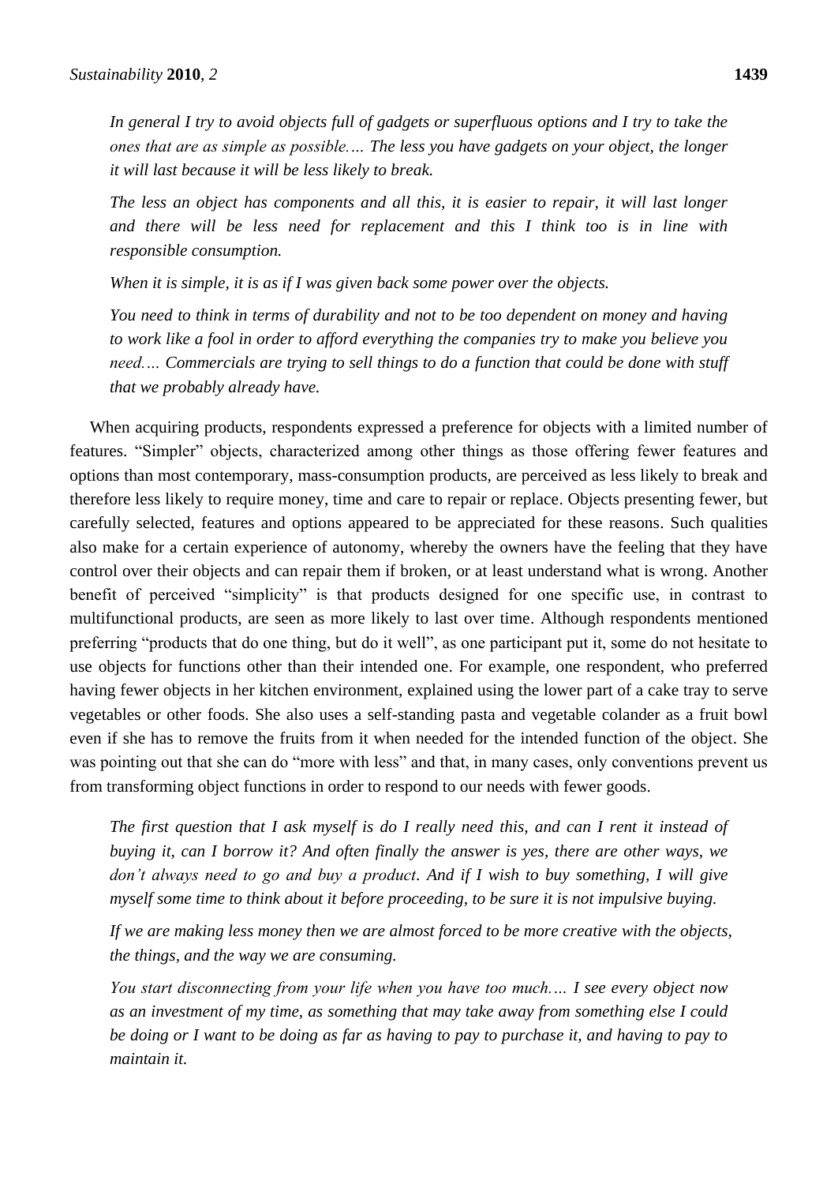*In general I try to avoid objects full of gadgets or superfluous options and I try to take the ones that are as simple as possible.… The less you have gadgets on your object, the longer it will last because it will be less likely to break.*

*The less an object has components and all this, it is easier to repair, it will last longer and there will be less need for replacement and this I think too is in line with responsible consumption.*

*When it is simple, it is as if I was given back some power over the objects.*

*You need to think in terms of durability and not to be too dependent on money and having to work like a fool in order to afford everything the companies try to make you believe you need.… Commercials are trying to sell things to do a function that could be done with stuff that we probably already have.*

When acquiring products, respondents expressed a preference for objects with a limited number of features. "Simpler" objects, characterized among other things as those offering fewer features and options than most contemporary, mass-consumption products, are perceived as less likely to break and therefore less likely to require money, time and care to repair or replace. Objects presenting fewer, but carefully selected, features and options appeared to be appreciated for these reasons. Such qualities also make for a certain experience of autonomy, whereby the owners have the feeling that they have control over their objects and can repair them if broken, or at least understand what is wrong. Another benefit of perceived "simplicity" is that products designed for one specific use, in contrast to multifunctional products, are seen as more likely to last over time. Although respondents mentioned preferring "products that do one thing, but do it well", as one participant put it, some do not hesitate to use objects for functions other than their intended one. For example, one respondent, who preferred having fewer objects in her kitchen environment, explained using the lower part of a cake tray to serve vegetables or other foods. She also uses a self-standing pasta and vegetable colander as a fruit bowl even if she has to remove the fruits from it when needed for the intended function of the object. She was pointing out that she can do "more with less" and that, in many cases, only conventions prevent us from transforming object functions in order to respond to our needs with fewer goods.

*The first question that I ask myself is do I really need this, and can I rent it instead of buying it, can I borrow it? And often finally the answer is yes, there are other ways, we don't always need to go and buy a product. And if I wish to buy something, I will give myself some time to think about it before proceeding, to be sure it is not impulsive buying.*

*If we are making less money then we are almost forced to be more creative with the objects, the things, and the way we are consuming.*

*You start disconnecting from your life when you have too much.… I see every object now as an investment of my time, as something that may take away from something else I could be doing or I want to be doing as far as having to pay to purchase it, and having to pay to maintain it.*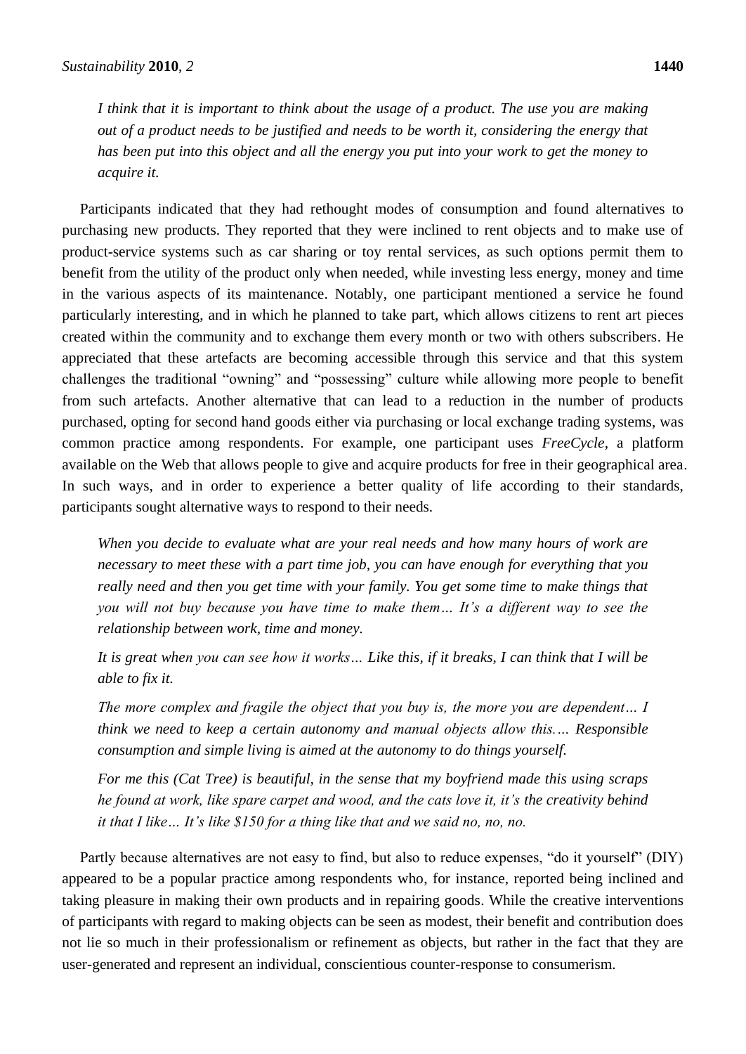*I think that it is important to think about the usage of a product. The use you are making out of a product needs to be justified and needs to be worth it, considering the energy that has been put into this object and all the energy you put into your work to get the money to acquire it.*

Participants indicated that they had rethought modes of consumption and found alternatives to purchasing new products. They reported that they were inclined to rent objects and to make use of product-service systems such as car sharing or toy rental services, as such options permit them to benefit from the utility of the product only when needed, while investing less energy, money and time in the various aspects of its maintenance. Notably, one participant mentioned a service he found particularly interesting, and in which he planned to take part, which allows citizens to rent art pieces created within the community and to exchange them every month or two with others subscribers. He appreciated that these artefacts are becoming accessible through this service and that this system challenges the traditional "owning" and "possessing" culture while allowing more people to benefit from such artefacts. Another alternative that can lead to a reduction in the number of products purchased, opting for second hand goods either via purchasing or local exchange trading systems, was common practice among respondents. For example, one participant uses *FreeCycle*, a platform available on the Web that allows people to give and acquire products for free in their geographical area. In such ways, and in order to experience a better quality of life according to their standards, participants sought alternative ways to respond to their needs.

*When you decide to evaluate what are your real needs and how many hours of work are necessary to meet these with a part time job, you can have enough for everything that you really need and then you get time with your family. You get some time to make things that you will not buy because you have time to make them… It's a different way to see the relationship between work, time and money.*

*It is great when you can see how it works… Like this, if it breaks, I can think that I will be able to fix it.*

*The more complex and fragile the object that you buy is, the more you are dependent… I think we need to keep a certain autonomy and manual objects allow this.… Responsible consumption and simple living is aimed at the autonomy to do things yourself.*

*For me this (Cat Tree) is beautiful, in the sense that my boyfriend made this using scraps he found at work, like spare carpet and wood, and the cats love it, it's the creativity behind it that I like… It's like $150 for a thing like that and we said no, no, no.*

Partly because alternatives are not easy to find, but also to reduce expenses, "do it yourself" (DIY) appeared to be a popular practice among respondents who, for instance, reported being inclined and taking pleasure in making their own products and in repairing goods. While the creative interventions of participants with regard to making objects can be seen as modest, their benefit and contribution does not lie so much in their professionalism or refinement as objects, but rather in the fact that they are user-generated and represent an individual, conscientious counter-response to consumerism.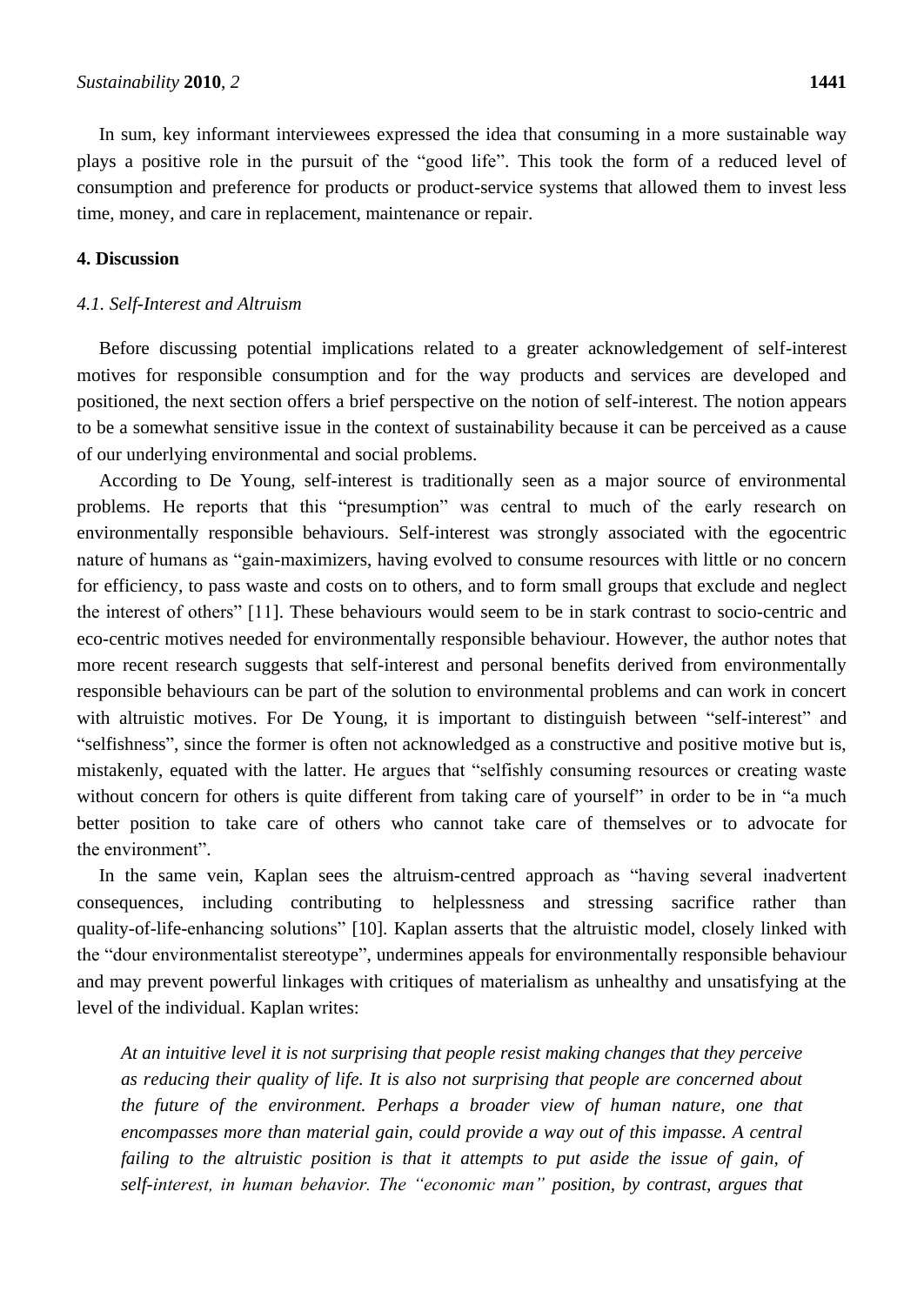In sum, key informant interviewees expressed the idea that consuming in a more sustainable way plays a positive role in the pursuit of the "good life". This took the form of a reduced level of consumption and preference for products or product-service systems that allowed them to invest less time, money, and care in replacement, maintenance or repair.

## 4. Discussion

### *4.1. Self-Interest and Altruism*

Before discussing potential implications related to a greater acknowledgement of self-interest motives for responsible consumption and for the way products and services are developed and positioned, the next section offers a brief perspective on the notion of self-interest. The notion appears to be a somewhat sensitive issue in the context of sustainability because it can be perceived as a cause of our underlying environmental and social problems.

According to De Young, self-interest is traditionally seen as a major source of environmental problems. He reports that this "presumption" was central to much of the early research on environmentally responsible behaviours. Self-interest was strongly associated with the egocentric nature of humans as "gain-maximizers, having evolved to consume resources with little or no concern for efficiency, to pass waste and costs on to others, and to form small groups that exclude and neglect the interest of others" [11]. These behaviours would seem to be in stark contrast to socio-centric and eco-centric motives needed for environmentally responsible behaviour. However, the author notes that more recent research suggests that self-interest and personal benefits derived from environmentally responsible behaviours can be part of the solution to environmental problems and can work in concert with altruistic motives. For De Young, it is important to distinguish between "self-interest" and "selfishness", since the former is often not acknowledged as a constructive and positive motive but is, mistakenly, equated with the latter. He argues that "selfishly consuming resources or creating waste without concern for others is quite different from taking care of yourself" in order to be in "a much better position to take care of others who cannot take care of themselves or to advocate for the environment".

In the same vein, Kaplan sees the altruism-centred approach as "having several inadvertent consequences, including contributing to helplessness and stressing sacrifice rather than quality-of-life-enhancing solutions" [10]. Kaplan asserts that the altruistic model, closely linked with the "dour environmentalist stereotype", undermines appeals for environmentally responsible behaviour and may prevent powerful linkages with critiques of materialism as unhealthy and unsatisfying at the level of the individual. Kaplan writes:

> *At an intuitive level it is not surprising that people resist making changes that they perceive as reducing their quality of life. It is also not surprising that people are concerned about the future of the environment. Perhaps a broader view of human nature, one that encompasses more than material gain, could provide a way out of this impasse. A central failing to the altruistic position is that it attempts to put aside the issue of gain, of self-interest, in human behavior. The "economic man" position, by contrast, argues that*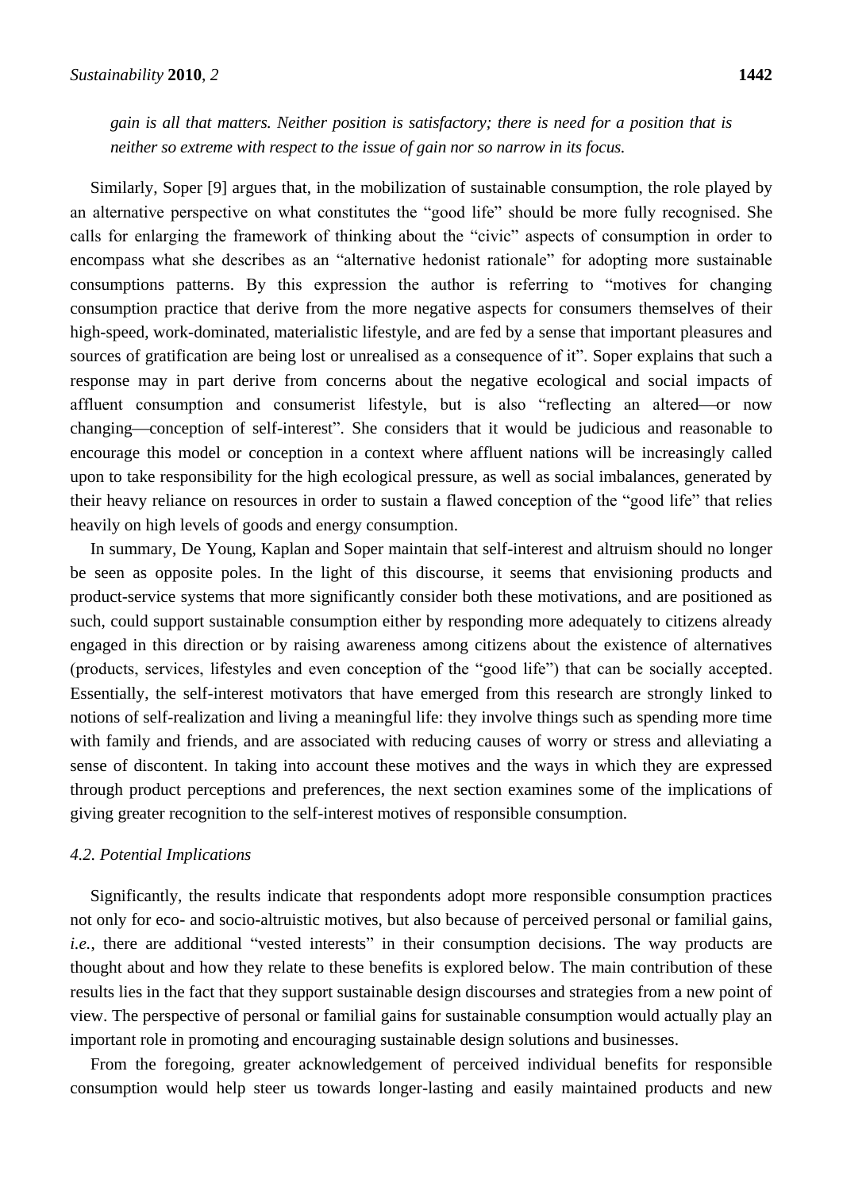*gain is all that matters. Neither position is satisfactory; there is need for a position that is neither so extreme with respect to the issue of gain nor so narrow in its focus.*

Similarly, Soper [9] argues that, in the mobilization of sustainable consumption, the role played by an alternative perspective on what constitutes the "good life" should be more fully recognised. She calls for enlarging the framework of thinking about the "civic" aspects of consumption in order to encompass what she describes as an "alternative hedonist rationale" for adopting more sustainable consumptions patterns. By this expression the author is referring to "motives for changing consumption practice that derive from the more negative aspects for consumers themselves of their high-speed, work-dominated, materialistic lifestyle, and are fed by a sense that important pleasures and sources of gratification are being lost or unrealised as a consequence of it". Soper explains that such a response may in part derive from concerns about the negative ecological and social impacts of affluent consumption and consumerist lifestyle, but is also "reflecting an altered—or now changing—conception of self-interest". She considers that it would be judicious and reasonable to encourage this model or conception in a context where affluent nations will be increasingly called upon to take responsibility for the high ecological pressure, as well as social imbalances, generated by their heavy reliance on resources in order to sustain a flawed conception of the "good life" that relies heavily on high levels of goods and energy consumption.

In summary, De Young, Kaplan and Soper maintain that self-interest and altruism should no longer be seen as opposite poles. In the light of this discourse, it seems that envisioning products and product-service systems that more significantly consider both these motivations, and are positioned as such, could support sustainable consumption either by responding more adequately to citizens already engaged in this direction or by raising awareness among citizens about the existence of alternatives (products, services, lifestyles and even conception of the "good life") that can be socially accepted. Essentially, the self-interest motivators that have emerged from this research are strongly linked to notions of self-realization and living a meaningful life: they involve things such as spending more time with family and friends, and are associated with reducing causes of worry or stress and alleviating a sense of discontent. In taking into account these motives and the ways in which they are expressed through product perceptions and preferences, the next section examines some of the implications of giving greater recognition to the self-interest motives of responsible consumption.

### *4.2. Potential Implications*

Significantly, the results indicate that respondents adopt more responsible consumption practices not only for eco- and socio-altruistic motives, but also because of perceived personal or familial gains, *i.e.*, there are additional "vested interests" in their consumption decisions. The way products are thought about and how they relate to these benefits is explored below. The main contribution of these results lies in the fact that they support sustainable design discourses and strategies from a new point of view. The perspective of personal or familial gains for sustainable consumption would actually play an important role in promoting and encouraging sustainable design solutions and businesses.

From the foregoing, greater acknowledgement of perceived individual benefits for responsible consumption would help steer us towards longer-lasting and easily maintained products and new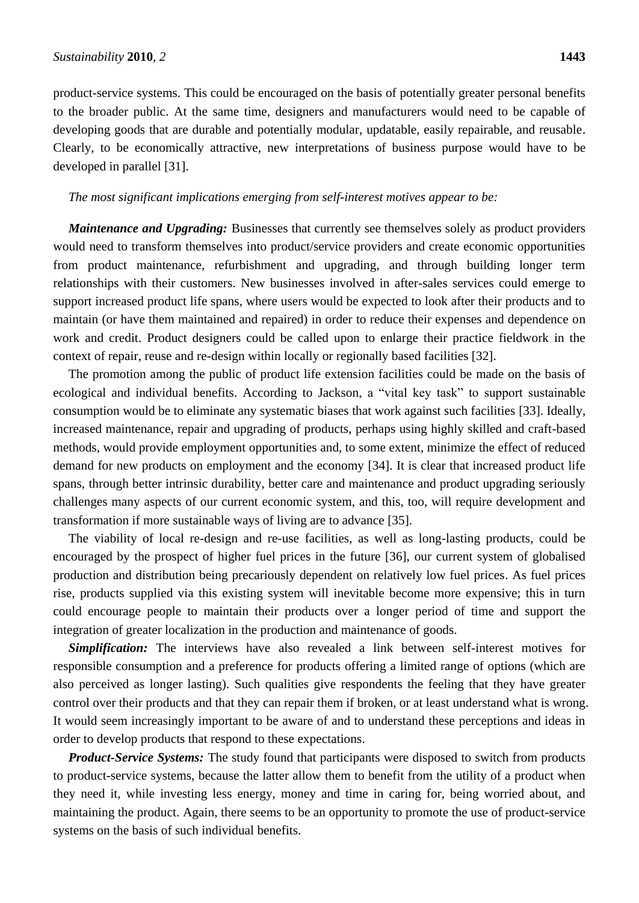product-service systems. This could be encouraged on the basis of potentially greater personal benefits to the broader public. At the same time, designers and manufacturers would need to be capable of developing goods that are durable and potentially modular, updatable, easily repairable, and reusable. Clearly, to be economically attractive, new interpretations of business purpose would have to be developed in parallel [31].

*The most significant implications emerging from self-interest motives appear to be:*

***Maintenance and Upgrading:*** Businesses that currently see themselves solely as product providers would need to transform themselves into product/service providers and create economic opportunities from product maintenance, refurbishment and upgrading, and through building longer term relationships with their customers. New businesses involved in after-sales services could emerge to support increased product life spans, where users would be expected to look after their products and to maintain (or have them maintained and repaired) in order to reduce their expenses and dependence on work and credit. Product designers could be called upon to enlarge their practice fieldwork in the context of repair, reuse and re-design within locally or regionally based facilities [32].

The promotion among the public of product life extension facilities could be made on the basis of ecological and individual benefits. According to Jackson, a "vital key task" to support sustainable consumption would be to eliminate any systematic biases that work against such facilities [33]. Ideally, increased maintenance, repair and upgrading of products, perhaps using highly skilled and craft-based methods, would provide employment opportunities and, to some extent, minimize the effect of reduced demand for new products on employment and the economy [34]. It is clear that increased product life spans, through better intrinsic durability, better care and maintenance and product upgrading seriously challenges many aspects of our current economic system, and this, too, will require development and transformation if more sustainable ways of living are to advance [35].

The viability of local re-design and re-use facilities, as well as long-lasting products, could be encouraged by the prospect of higher fuel prices in the future [36], our current system of globalised production and distribution being precariously dependent on relatively low fuel prices. As fuel prices rise, products supplied via this existing system will inevitable become more expensive; this in turn could encourage people to maintain their products over a longer period of time and support the integration of greater localization in the production and maintenance of goods.

***Simplification:*** The interviews have also revealed a link between self-interest motives for responsible consumption and a preference for products offering a limited range of options (which are also perceived as longer lasting). Such qualities give respondents the feeling that they have greater control over their products and that they can repair them if broken, or at least understand what is wrong. It would seem increasingly important to be aware of and to understand these perceptions and ideas in order to develop products that respond to these expectations.

***Product-Service Systems:*** The study found that participants were disposed to switch from products to product-service systems, because the latter allow them to benefit from the utility of a product when they need it, while investing less energy, money and time in caring for, being worried about, and maintaining the product. Again, there seems to be an opportunity to promote the use of product-service systems on the basis of such individual benefits.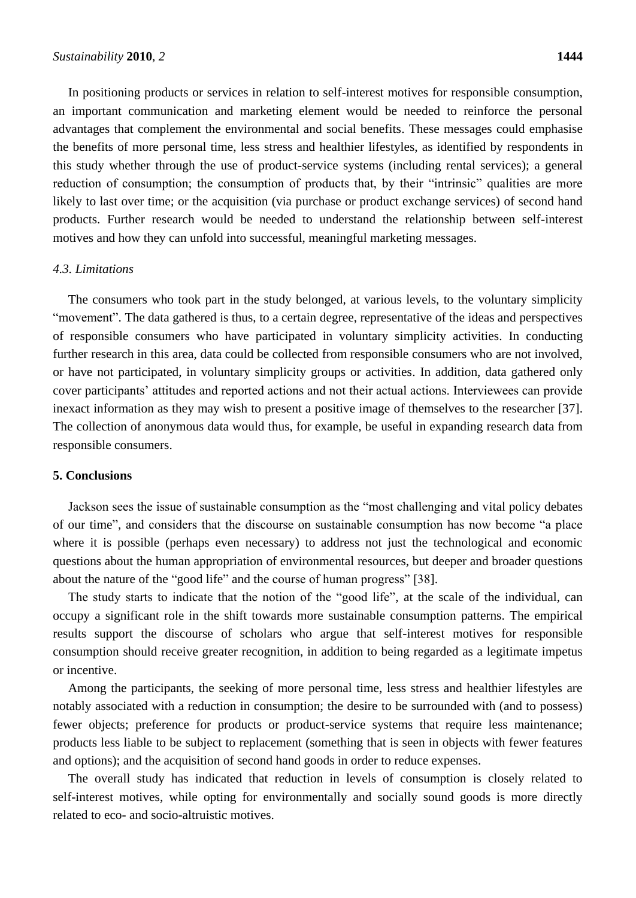In positioning products or services in relation to self-interest motives for responsible consumption, an important communication and marketing element would be needed to reinforce the personal advantages that complement the environmental and social benefits. These messages could emphasise the benefits of more personal time, less stress and healthier lifestyles, as identified by respondents in this study whether through the use of product-service systems (including rental services); a general reduction of consumption; the consumption of products that, by their "intrinsic" qualities are more likely to last over time; or the acquisition (via purchase or product exchange services) of second hand products. Further research would be needed to understand the relationship between self-interest motives and how they can unfold into successful, meaningful marketing messages.

### *4.3. Limitations*

The consumers who took part in the study belonged, at various levels, to the voluntary simplicity "movement". The data gathered is thus, to a certain degree, representative of the ideas and perspectives of responsible consumers who have participated in voluntary simplicity activities. In conducting further research in this area, data could be collected from responsible consumers who are not involved, or have not participated, in voluntary simplicity groups or activities. In addition, data gathered only cover participants' attitudes and reported actions and not their actual actions. Interviewees can provide inexact information as they may wish to present a positive image of themselves to the researcher [37]. The collection of anonymous data would thus, for example, be useful in expanding research data from responsible consumers.

## **5. Conclusions**

Jackson sees the issue of sustainable consumption as the "most challenging and vital policy debates of our time", and considers that the discourse on sustainable consumption has now become "a place where it is possible (perhaps even necessary) to address not just the technological and economic questions about the human appropriation of environmental resources, but deeper and broader questions about the nature of the "good life" and the course of human progress" [38].

The study starts to indicate that the notion of the "good life", at the scale of the individual, can occupy a significant role in the shift towards more sustainable consumption patterns. The empirical results support the discourse of scholars who argue that self-interest motives for responsible consumption should receive greater recognition, in addition to being regarded as a legitimate impetus or incentive.

Among the participants, the seeking of more personal time, less stress and healthier lifestyles are notably associated with a reduction in consumption; the desire to be surrounded with (and to possess) fewer objects; preference for products or product-service systems that require less maintenance; products less liable to be subject to replacement (something that is seen in objects with fewer features and options); and the acquisition of second hand goods in order to reduce expenses.

The overall study has indicated that reduction in levels of consumption is closely related to self-interest motives, while opting for environmentally and socially sound goods is more directly related to eco- and socio-altruistic motives.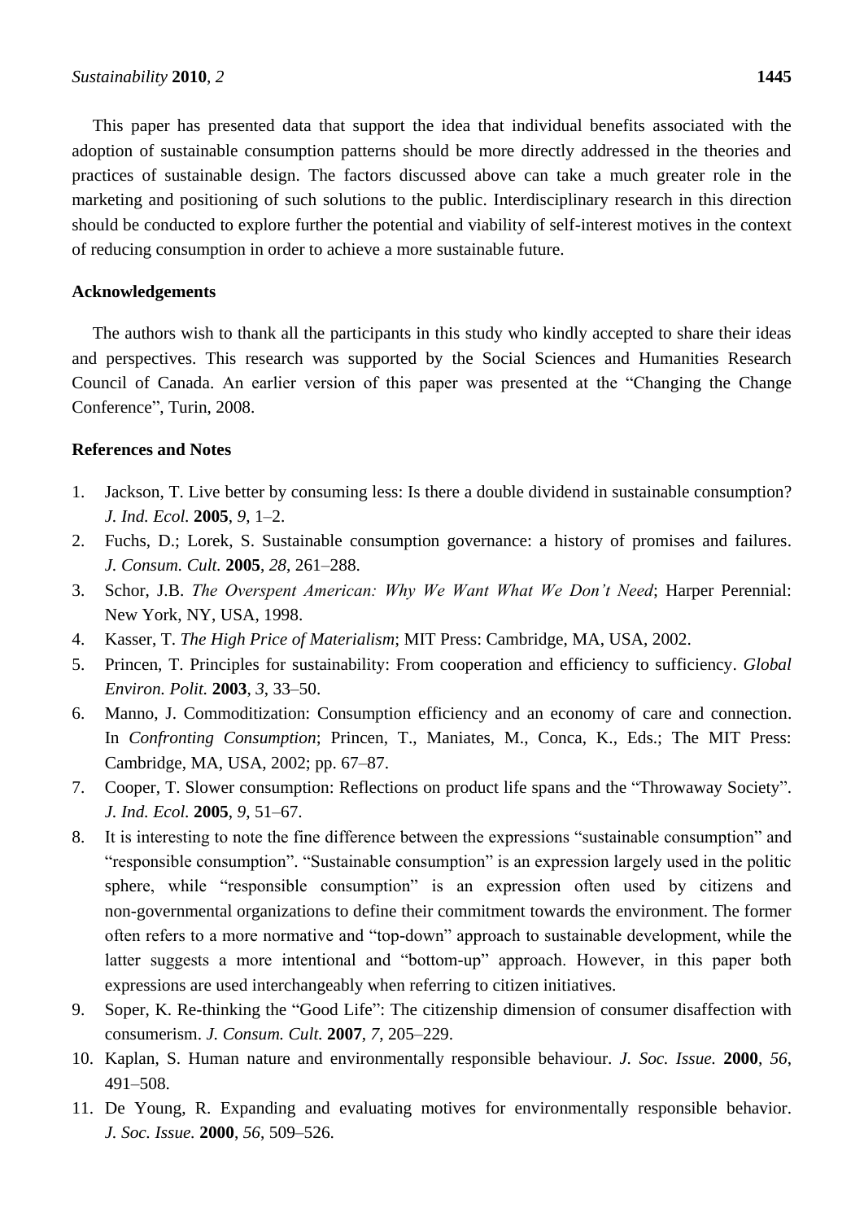This paper has presented data that support the idea that individual benefits associated with the adoption of sustainable consumption patterns should be more directly addressed in the theories and practices of sustainable design. The factors discussed above can take a much greater role in the marketing and positioning of such solutions to the public. Interdisciplinary research in this direction should be conducted to explore further the potential and viability of self-interest motives in the context of reducing consumption in order to achieve a more sustainable future.

## Acknowledgements

The authors wish to thank all the participants in this study who kindly accepted to share their ideas and perspectives. This research was supported by the Social Sciences and Humanities Research Council of Canada. An earlier version of this paper was presented at the "Changing the Change Conference", Turin, 2008.

## References and Notes

1. Jackson, T. Live better by consuming less: Is there a double dividend in sustainable consumption? *J. Ind. Ecol.* **2005**, *9*, 1–2.
2. Fuchs, D.; Lorek, S. Sustainable consumption governance: a history of promises and failures. *J. Consum. Cult.* **2005**, *28*, 261–288.
3. Schor, J.B. *The Overspent American: Why We Want What We Don't Need*; Harper Perennial: New York, NY, USA, 1998.
4. Kasser, T. *The High Price of Materialism*; MIT Press: Cambridge, MA, USA, 2002.
5. Princen, T. Principles for sustainability: From cooperation and efficiency to sufficiency. *Global Environ. Polit.* **2003**, *3*, 33–50.
6. Manno, J. Commoditization: Consumption efficiency and an economy of care and connection. In *Confronting Consumption*; Princen, T., Maniates, M., Conca, K., Eds.; The MIT Press: Cambridge, MA, USA, 2002; pp. 67–87.
7. Cooper, T. Slower consumption: Reflections on product life spans and the "Throwaway Society". *J. Ind. Ecol.* **2005**, *9*, 51–67.
8. It is interesting to note the fine difference between the expressions "sustainable consumption" and "responsible consumption". "Sustainable consumption" is an expression largely used in the politic sphere, while "responsible consumption" is an expression often used by citizens and non-governmental organizations to define their commitment towards the environment. The former often refers to a more normative and "top-down" approach to sustainable development, while the latter suggests a more intentional and "bottom-up" approach. However, in this paper both expressions are used interchangeably when referring to citizen initiatives.
9. Soper, K. Re-thinking the "Good Life": The citizenship dimension of consumer disaffection with consumerism. *J. Consum. Cult.* **2007**, *7*, 205–229.
10. Kaplan, S. Human nature and environmentally responsible behaviour. *J. Soc. Issue.* **2000**, *56*, 491–508.
11. De Young, R. Expanding and evaluating motives for environmentally responsible behavior. *J. Soc. Issue.* **2000**, *56*, 509–526.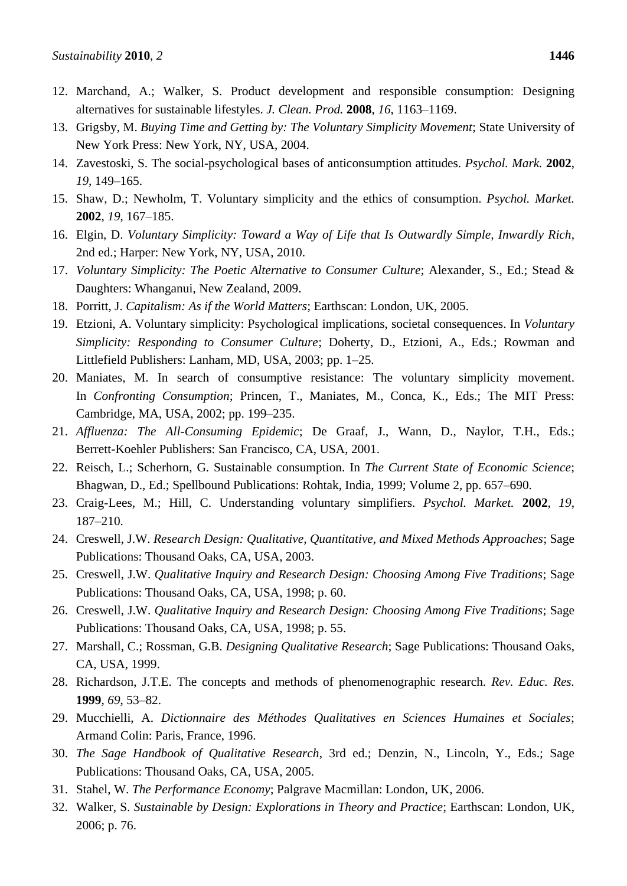12. Marchand, A.; Walker, S. Product development and responsible consumption: Designing alternatives for sustainable lifestyles. *J. Clean. Prod.* **2008**, *16*, 1163–1169.
13. Grigsby, M. *Buying Time and Getting by: The Voluntary Simplicity Movement*; State University of New York Press: New York, NY, USA, 2004.
14. Zavestoski, S. The social-psychological bases of anticonsumption attitudes. *Psychol. Mark.* **2002**, *19*, 149–165.
15. Shaw, D.; Newholm, T. Voluntary simplicity and the ethics of consumption. *Psychol. Market.* **2002**, *19*, 167–185.
16. Elgin, D. *Voluntary Simplicity: Toward a Way of Life that Is Outwardly Simple, Inwardly Rich*, 2nd ed.; Harper: New York, NY, USA, 2010.
17. *Voluntary Simplicity: The Poetic Alternative to Consumer Culture*; Alexander, S., Ed.; Stead & Daughters: Whanganui, New Zealand, 2009.
18. Porritt, J. *Capitalism: As if the World Matters*; Earthscan: London, UK, 2005.
19. Etzioni, A. Voluntary simplicity: Psychological implications, societal consequences. In *Voluntary Simplicity: Responding to Consumer Culture*; Doherty, D., Etzioni, A., Eds.; Rowman and Littlefield Publishers: Lanham, MD, USA, 2003; pp. 1–25.
20. Maniates, M. In search of consumptive resistance: The voluntary simplicity movement. In *Confronting Consumption*; Princen, T., Maniates, M., Conca, K., Eds.; The MIT Press: Cambridge, MA, USA, 2002; pp. 199–235.
21. *Affluenza: The All-Consuming Epidemic*; De Graaf, J., Wann, D., Naylor, T.H., Eds.; Berrett-Koehler Publishers: San Francisco, CA, USA, 2001.
22. Reisch, L.; Scherhorn, G. Sustainable consumption. In *The Current State of Economic Science*; Bhagwan, D., Ed.; Spellbound Publications: Rohtak, India, 1999; Volume 2, pp. 657–690.
23. Craig-Lees, M.; Hill, C. Understanding voluntary simplifiers. *Psychol. Market.* **2002**, *19*, 187–210.
24. Creswell, J.W. *Research Design: Qualitative, Quantitative, and Mixed Methods Approaches*; Sage Publications: Thousand Oaks, CA, USA, 2003.
25. Creswell, J.W. *Qualitative Inquiry and Research Design: Choosing Among Five Traditions*; Sage Publications: Thousand Oaks, CA, USA, 1998; p. 60.
26. Creswell, J.W. *Qualitative Inquiry and Research Design: Choosing Among Five Traditions*; Sage Publications: Thousand Oaks, CA, USA, 1998; p. 55.
27. Marshall, C.; Rossman, G.B. *Designing Qualitative Research*; Sage Publications: Thousand Oaks, CA, USA, 1999.
28. Richardson, J.T.E. The concepts and methods of phenomenographic research. *Rev. Educ. Res.* **1999**, *69*, 53–82.
29. Mucchielli, A. *Dictionnaire des Méthodes Qualitatives en Sciences Humaines et Sociales*; Armand Colin: Paris, France, 1996.
30. *The Sage Handbook of Qualitative Research*, 3rd ed.; Denzin, N., Lincoln, Y., Eds.; Sage Publications: Thousand Oaks, CA, USA, 2005.
31. Stahel, W. *The Performance Economy*; Palgrave Macmillan: London, UK, 2006.
32. Walker, S. *Sustainable by Design: Explorations in Theory and Practice*; Earthscan: London, UK, 2006; p. 76.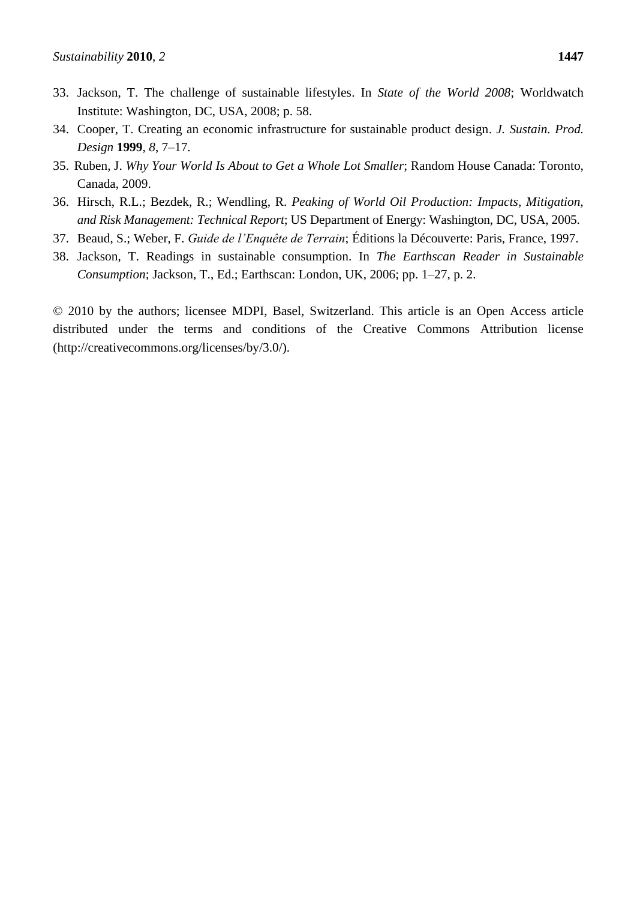33. Jackson, T. The challenge of sustainable lifestyles. In *State of the World 2008*; Worldwatch Institute: Washington, DC, USA, 2008; p. 58.
34. Cooper, T. Creating an economic infrastructure for sustainable product design. *J. Sustain. Prod. Design* **1999**, *8*, 7–17.
35. Ruben, J. *Why Your World Is About to Get a Whole Lot Smaller*; Random House Canada: Toronto, Canada, 2009.
36. Hirsch, R.L.; Bezdek, R.; Wendling, R. *Peaking of World Oil Production: Impacts, Mitigation, and Risk Management: Technical Report*; US Department of Energy: Washington, DC, USA, 2005.
37. Beaud, S.; Weber, F. *Guide de l'Enquête de Terrain*; Éditions la Découverte: Paris, France, 1997.
38. Jackson, T. Readings in sustainable consumption. In *The Earthscan Reader in Sustainable Consumption*; Jackson, T., Ed.; Earthscan: London, UK, 2006; pp. 1–27, p. 2.

© 2010 by the authors; licensee MDPI, Basel, Switzerland. This article is an Open Access article distributed under the terms and conditions of the Creative Commons Attribution license (http://creativecommons.org/licenses/by/3.0/).